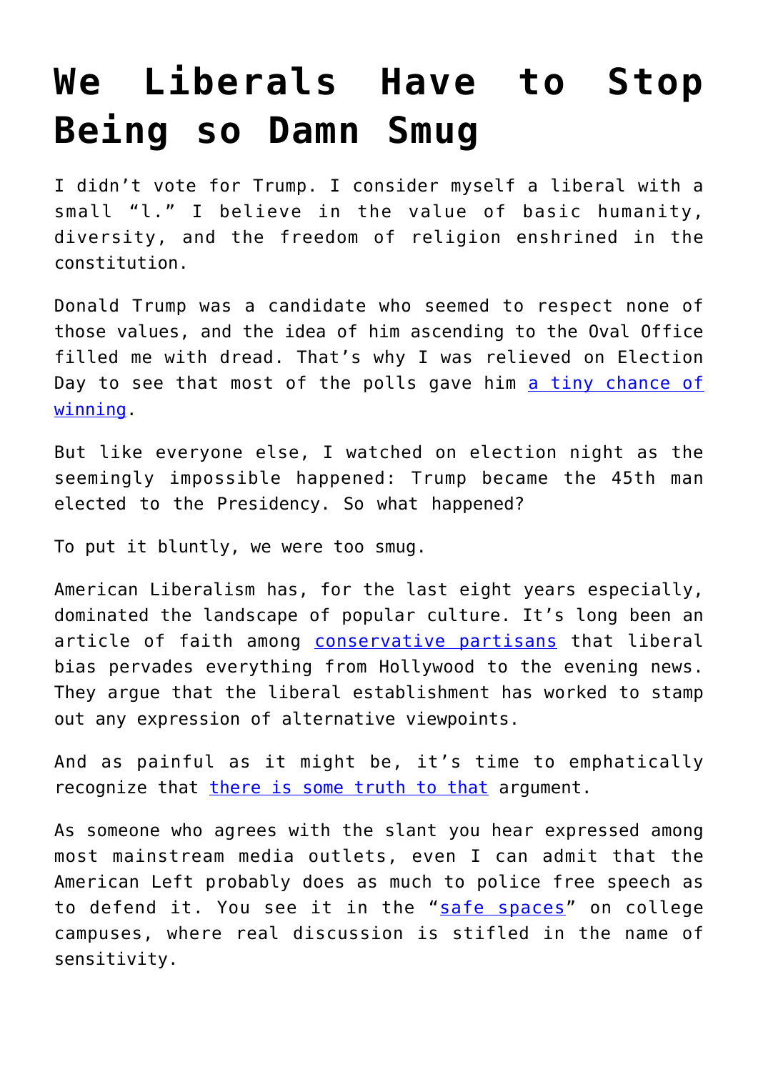# We Liberals Have to Stop Being so Damn Smug

I didn't vote for Trump. I consider myself a liberal with a small "l." I believe in the value of basic humanity, diversity, and the freedom of religion enshrined in the constitution.

Donald Trump was a candidate who seemed to respect none of those values, and the idea of him ascending to the Oval Office filled me with dread. That's why I was relieved on Election Day to see that most of the polls gave him a tiny chance of winning.

But like everyone else, I watched on election night as the seemingly impossible happened: Trump became the 45th man elected to the Presidency. So what happened?

To put it bluntly, we were too smug.

American Liberalism has, for the last eight years especially, dominated the landscape of popular culture. It's long been an article of faith among conservative partisans that liberal bias pervades everything from Hollywood to the evening news. They argue that the liberal establishment has worked to stamp out any expression of alternative viewpoints.

And as painful as it might be, it's time to emphatically recognize that there is some truth to that argument.

As someone who agrees with the slant you hear expressed among most mainstream media outlets, even I can admit that the American Left probably does as much to police free speech as to defend it. You see it in the "safe spaces" on college campuses, where real discussion is stifled in the name of sensitivity.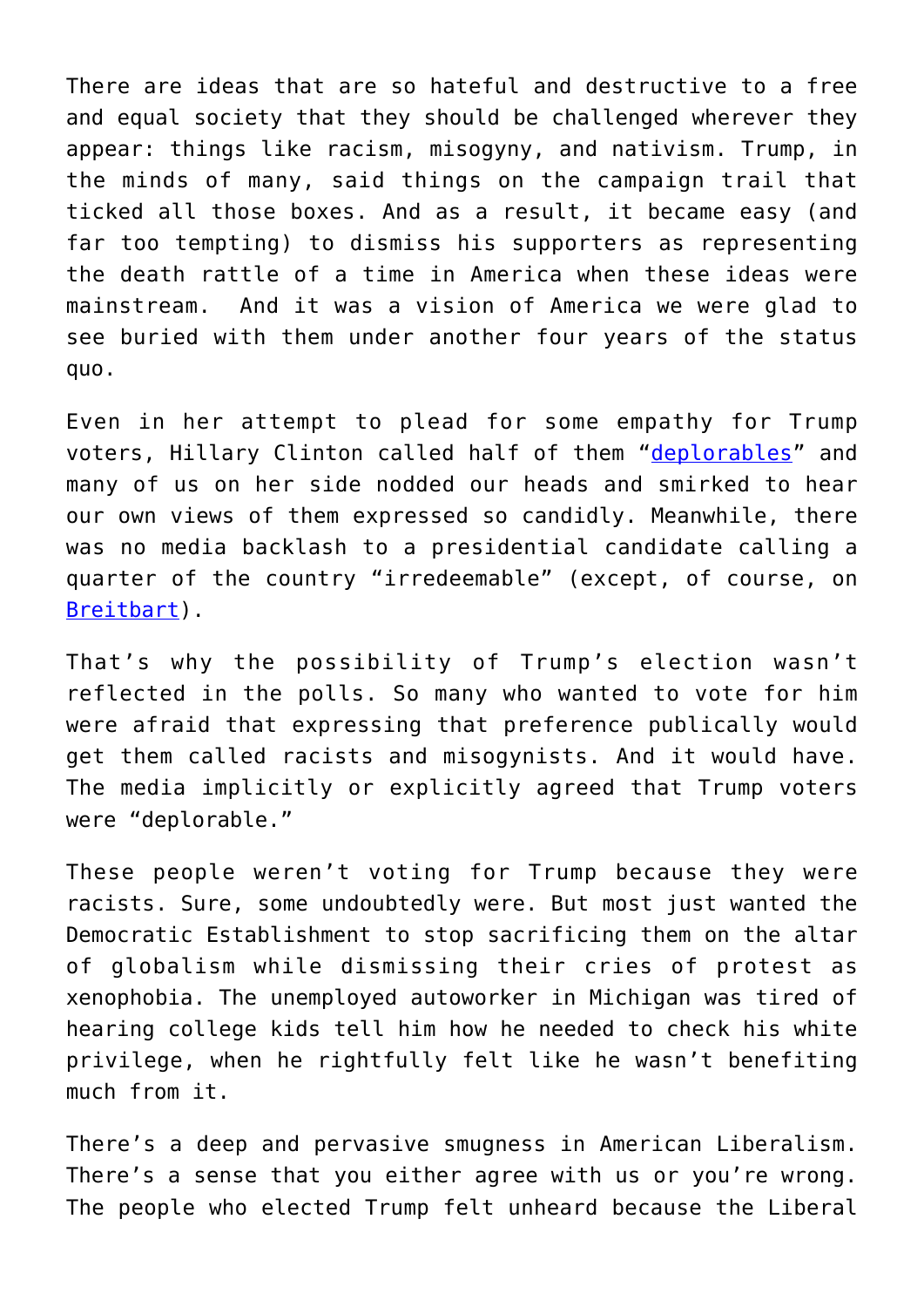There are ideas that are so hateful and destructive to a free and equal society that they should be challenged wherever they appear: things like racism, misogyny, and nativism. Trump, in the minds of many, said things on the campaign trail that ticked all those boxes. And as a result, it became easy (and far too tempting) to dismiss his supporters as representing the death rattle of a time in America when these ideas were mainstream. And it was a vision of America we were glad to see buried with them under another four years of the status quo.

Even in her attempt to plead for some empathy for Trump voters, Hillary Clinton called half of them "deplorables" and many of us on her side nodded our heads and smirked to hear our own views of them expressed so candidly. Meanwhile, there was no media backlash to a presidential candidate calling a quarter of the country "irredeemable" (except, of course, on Breitbart).

That's why the possibility of Trump's election wasn't reflected in the polls. So many who wanted to vote for him were afraid that expressing that preference publically would get them called racists and misogynists. And it would have. The media implicitly or explicitly agreed that Trump voters were "deplorable."

These people weren't voting for Trump because they were racists. Sure, some undoubtedly were. But most just wanted the Democratic Establishment to stop sacrificing them on the altar of globalism while dismissing their cries of protest as xenophobia. The unemployed autoworker in Michigan was tired of hearing college kids tell him how he needed to check his white privilege, when he rightfully felt like he wasn't benefiting much from it.

There's a deep and pervasive smugness in American Liberalism. There's a sense that you either agree with us or you're wrong. The people who elected Trump felt unheard because the Liberal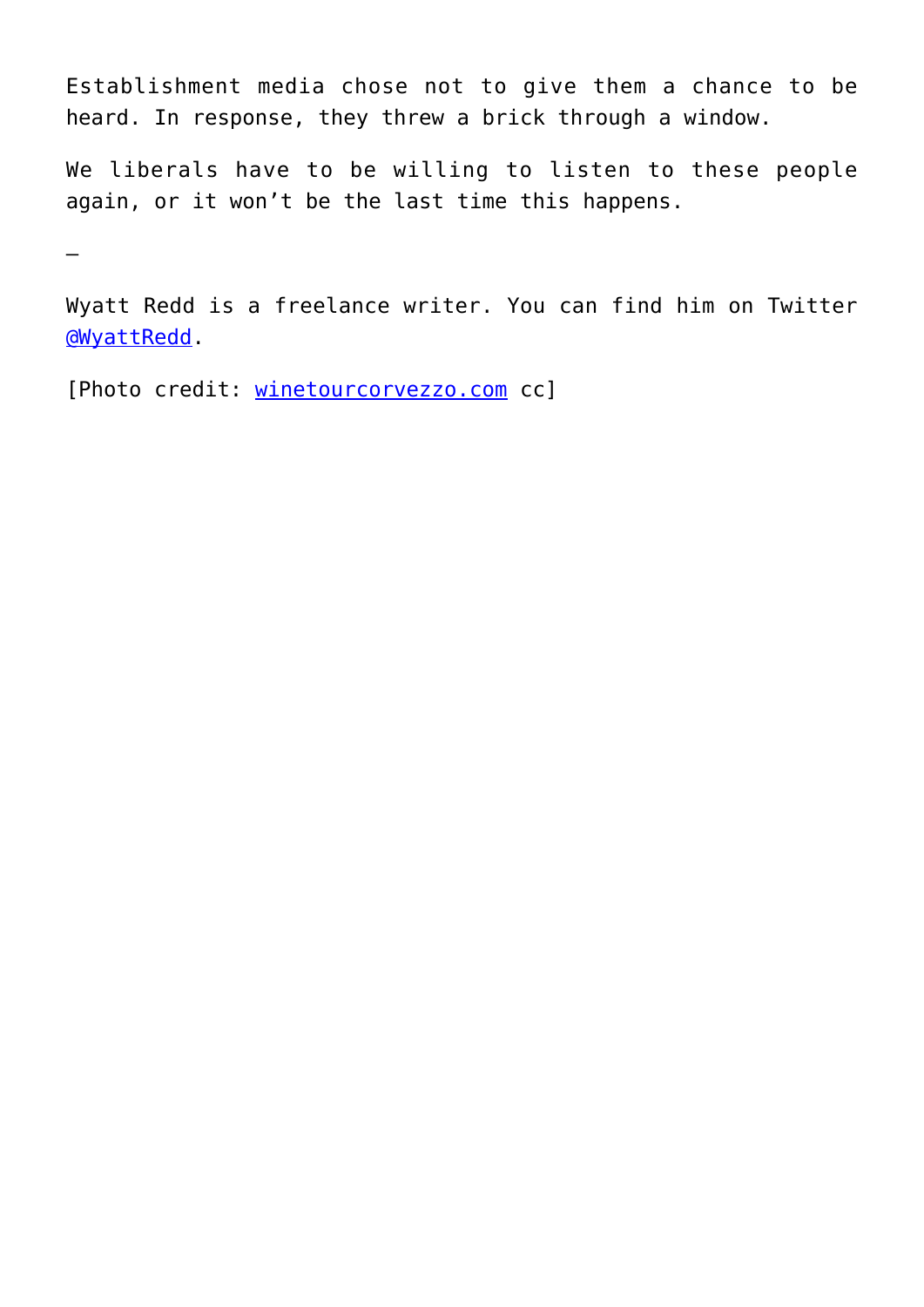Establishment media chose not to give them a chance to be heard. In response, they threw a brick through a window.

We liberals have to be willing to listen to these people again, or it won't be the last time this happens.

—

Wyatt Redd is a freelance writer. You can find him on Twitter @WyattRedd.

[Photo credit: winetourcorvezzo.com cc]